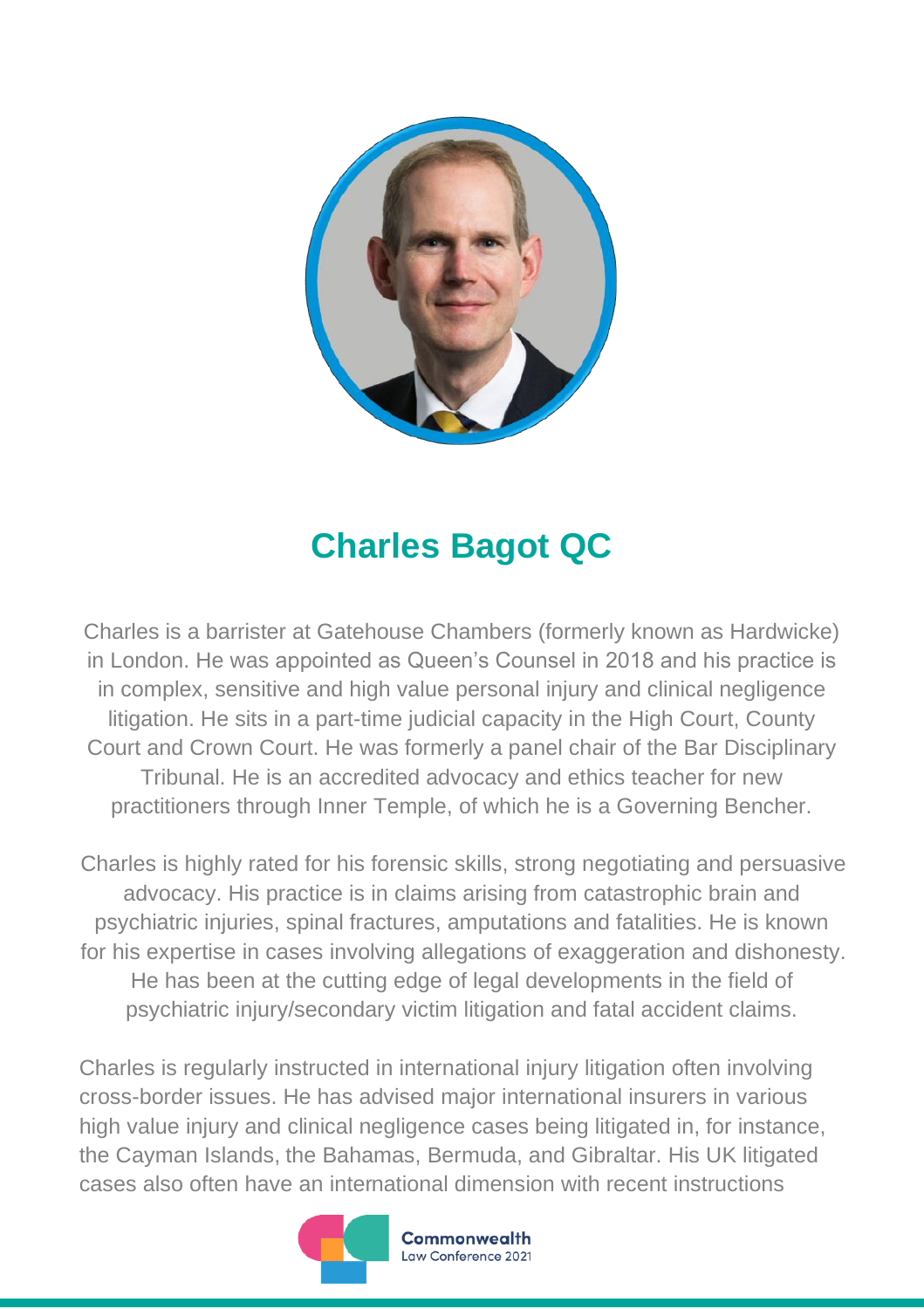## Charles Bagot QC

Charles is a barrister at Gatehouse Chambers (formerly known as Hardwicke) in London. He was appointed as Queen's Counsel in 2018 and his practice is in complex, sensitive and high value personal injury and clinical negligence litigation. He sits in a part-time judicial capacity in the High Court, County Court and Crown Court. He was formerly a panel chair of the Bar Disciplinary Tribunal. He is an accredited advocacy and ethics teacher for new practitioners through Inner Temple, of which he is a Governing Bencher.

Charles is highly rated for his forensic skills, strong negotiating and persuasive advocacy. His practice is in claims arising from catastrophic brain and psychiatric injuries, spinal fractures, amputations and fatalities. He is known for his expertise in cases involving allegations of exaggeration and dishonesty. He has been at the cutting edge of legal developments in the field of psychiatric injury/secondary victim litigation and fatal accident claims.

Charles is regularly instructed in international injury litigation often involving cross-border issues. He has advised major international insurers in various high value injury and clinical negligence cases being litigated in, for instance, the Cayman Islands, the Bahamas, Bermuda, and Gibraltar. His UK litigated cases also often have an international dimension with recent instructions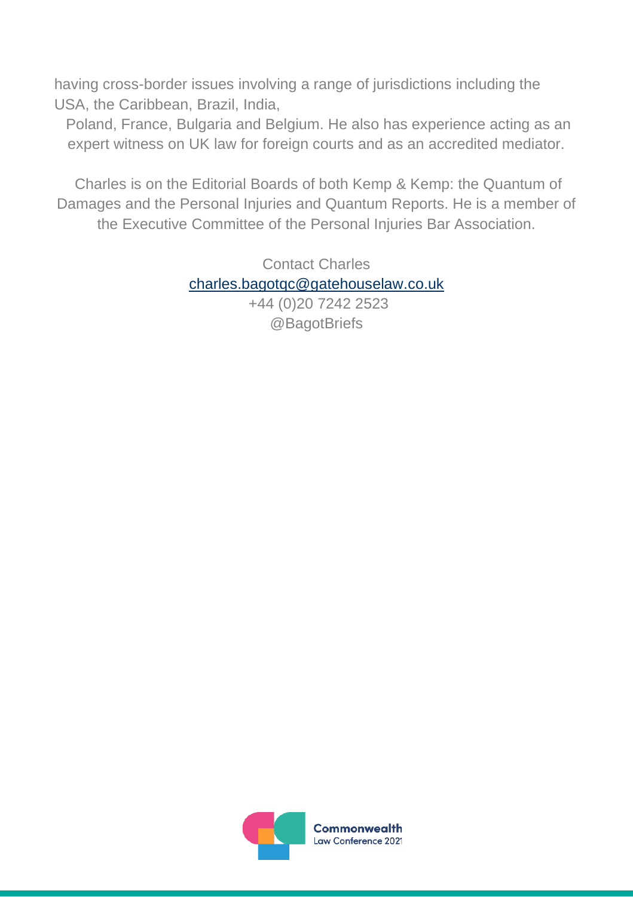having cross-border issues involving a range of jurisdictions including the USA, the Caribbean, Brazil, India, Poland, France, Bulgaria and Belgium. He also has experience acting as an expert witness on UK law for foreign courts and as an accredited mediator.

Charles is on the Editorial Boards of both Kemp & Kemp: the Quantum of Damages and the Personal Injuries and Quantum Reports. He is a member of the Executive Committee of the Personal Injuries Bar Association.

Contact Charles
charles.bagotqc@gatehouselaw.co.uk
+44 (0)20 7242 2523
@BagotBriefs

Commonwealth
Law Conference 2021